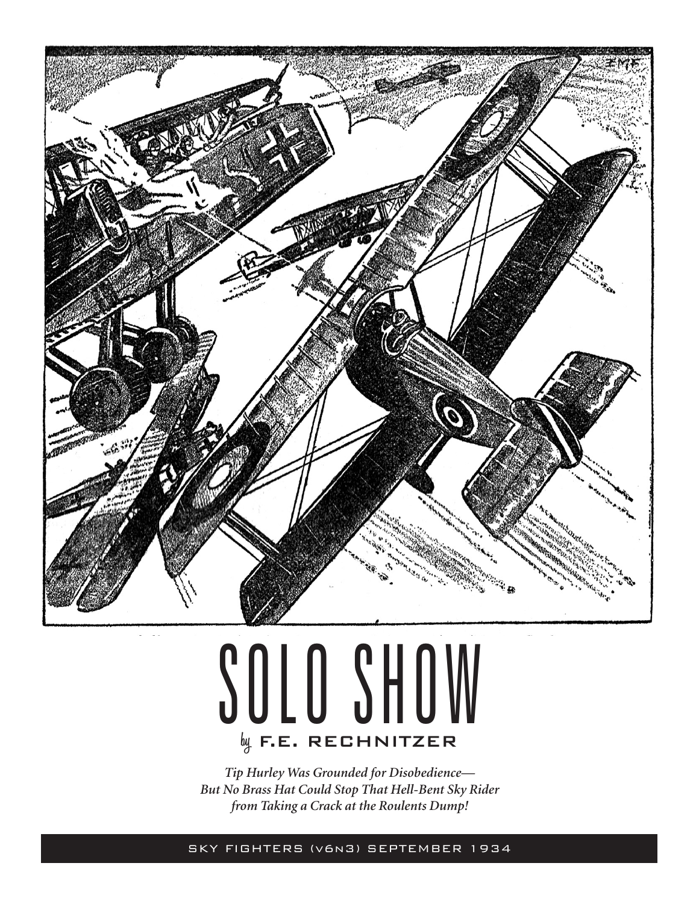# SOLO SHOW

by F.E. RECHNITZER

*Tip Hurley Was Grounded for Disobedience—*
*But No Brass Hat Could Stop That Hell-Bent Sky Rider*
*from Taking a Crack at the Roulents Dump!*

SKY FIGHTERS (V6N3) SEPTEMBER 1934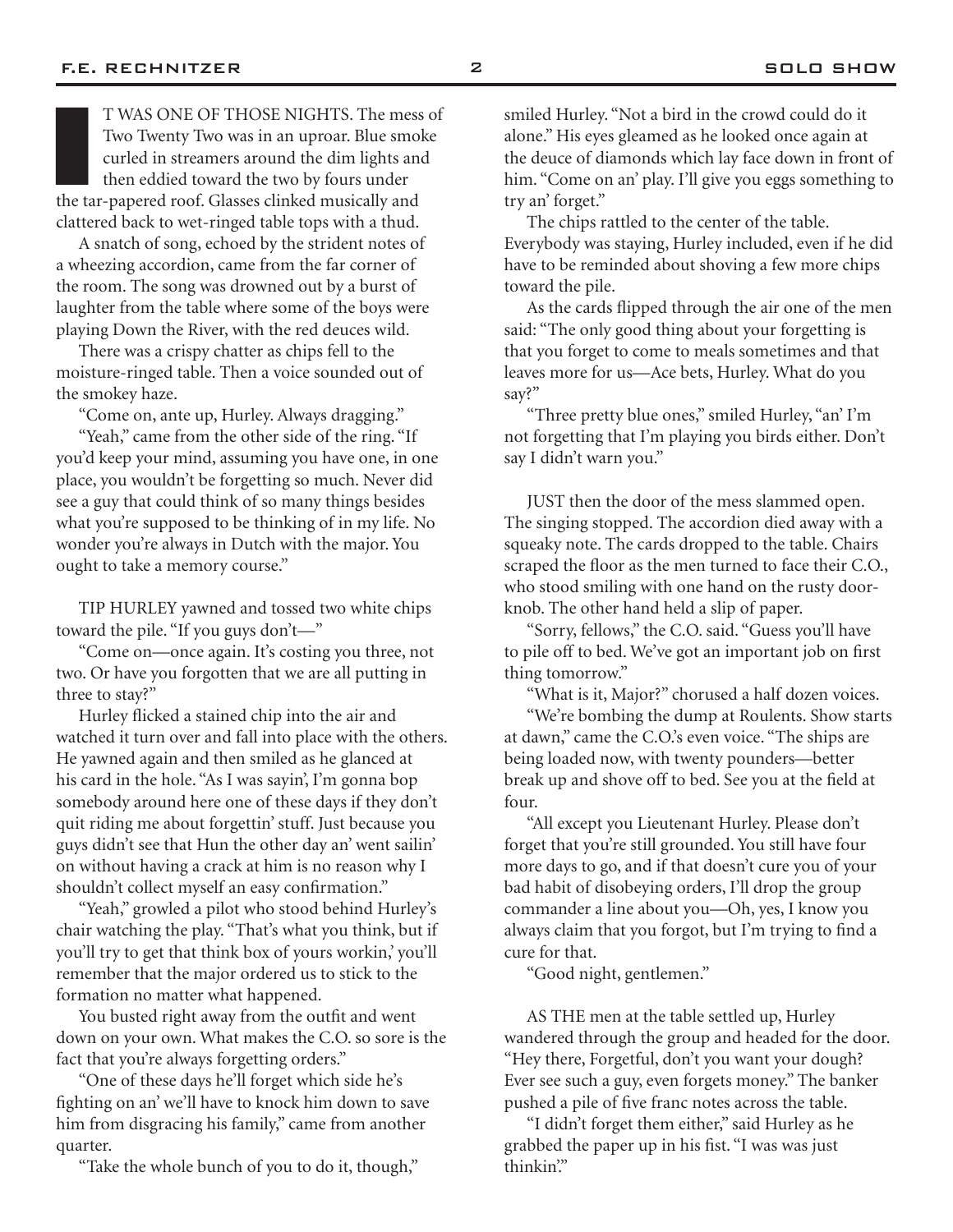IT WAS ONE OF THOSE NIGHTS. The mess of Two Twenty Two was in an uproar. Blue smoke curled in streamers around the dim lights and then eddied toward the two by fours under the tar-papered roof. Glasses clinked musically and clattered back to wet-ringed table tops with a thud.

A snatch of song, echoed by the strident notes of a wheezing accordion, came from the far corner of the room. The song was drowned out by a burst of laughter from the table where some of the boys were playing Down the River, with the red deuces wild.

There was a crispy chatter as chips fell to the moisture-ringed table. Then a voice sounded out of the smokey haze.

"Come on, ante up, Hurley. Always dragging."

"Yeah," came from the other side of the ring. "If you'd keep your mind, assuming you have one, in one place, you wouldn't be forgetting so much. Never did see a guy that could think of so many things besides what you're supposed to be thinking of in my life. No wonder you're always in Dutch with the major. You ought to take a memory course."

TIP HURLEY yawned and tossed two white chips toward the pile. "If you guys don't—"

"Come on—once again. It's costing you three, not two. Or have you forgotten that we are all putting in three to stay?"

Hurley flicked a stained chip into the air and watched it turn over and fall into place with the others. He yawned again and then smiled as he glanced at his card in the hole. "As I was sayin', I'm gonna bop somebody around here one of these days if they don't quit riding me about forgettin' stuff. Just because you guys didn't see that Hun the other day an' went sailin' on without having a crack at him is no reason why I shouldn't collect myself an easy confirmation."

"Yeah," growled a pilot who stood behind Hurley's chair watching the play. "That's what you think, but if you'll try to get that think box of yours workin,' you'll remember that the major ordered us to stick to the formation no matter what happened.

You busted right away from the outfit and went down on your own. What makes the C.O. so sore is the fact that you're always forgetting orders."

"One of these days he'll forget which side he's fighting on an' we'll have to knock him down to save him from disgracing his family," came from another quarter.

"Take the whole bunch of you to do it, though," smiled Hurley. "Not a bird in the crowd could do it alone." His eyes gleamed as he looked once again at the deuce of diamonds which lay face down in front of him. "Come on an' play. I'll give you eggs something to try an' forget."

The chips rattled to the center of the table. Everybody was staying, Hurley included, even if he did have to be reminded about shoving a few more chips toward the pile.

As the cards flipped through the air one of the men said: "The only good thing about your forgetting is that you forget to come to meals sometimes and that leaves more for us—Ace bets, Hurley. What do you say?"

"Three pretty blue ones," smiled Hurley, "an' I'm not forgetting that I'm playing you birds either. Don't say I didn't warn you."

JUST then the door of the mess slammed open. The singing stopped. The accordion died away with a squeaky note. The cards dropped to the table. Chairs scraped the floor as the men turned to face their C.O., who stood smiling with one hand on the rusty door-knob. The other hand held a slip of paper.

"Sorry, fellows," the C.O. said. "Guess you'll have to pile off to bed. We've got an important job on first thing tomorrow."

"What is it, Major?" chorused a half dozen voices.

"We're bombing the dump at Roulents. Show starts at dawn," came the C.O.'s even voice. "The ships are being loaded now, with twenty pounders—better break up and shove off to bed. See you at the field at four.

"All except you Lieutenant Hurley. Please don't forget that you're still grounded. You still have four more days to go, and if that doesn't cure you of your bad habit of disobeying orders, I'll drop the group commander a line about you—Oh, yes, I know you always claim that you forgot, but I'm trying to find a cure for that.

"Good night, gentlemen."

AS THE men at the table settled up, Hurley wandered through the group and headed for the door. "Hey there, Forgetful, don't you want your dough? Ever see such a guy, even forgets money." The banker pushed a pile of five franc notes across the table.

"I didn't forget them either," said Hurley as he grabbed the paper up in his fist. "I was was just thinkin'."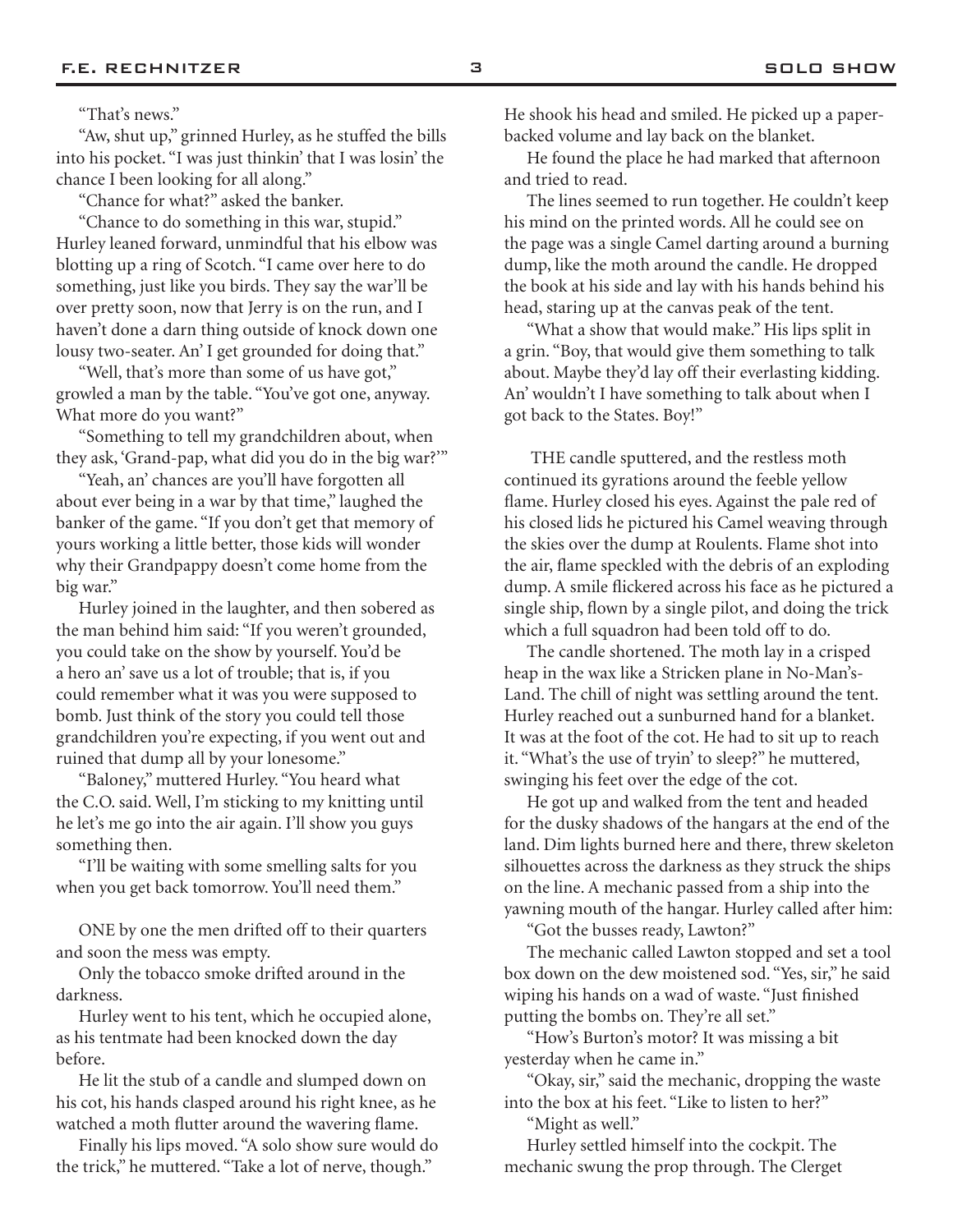"That's news."

"Aw, shut up," grinned Hurley, as he stuffed the bills into his pocket. "I was just thinkin' that I was losin' the chance I been looking for all along."

"Chance for what?" asked the banker.

"Chance to do something in this war, stupid." Hurley leaned forward, unmindful that his elbow was blotting up a ring of Scotch. "I came over here to do something, just like you birds. They say the war'll be over pretty soon, now that Jerry is on the run, and I haven't done a darn thing outside of knock down one lousy two-seater. An' I get grounded for doing that."

"Well, that's more than some of us have got," growled a man by the table. "You've got one, anyway. What more do you want?"

"Something to tell my grandchildren about, when they ask, 'Grand-pap, what did you do in the big war?'"

"Yeah, an' chances are you'll have forgotten all about ever being in a war by that time," laughed the banker of the game. "If you don't get that memory of yours working a little better, those kids will wonder why their Grandpappy doesn't come home from the big war."

Hurley joined in the laughter, and then sobered as the man behind him said: "If you weren't grounded, you could take on the show by yourself. You'd be a hero an' save us a lot of trouble; that is, if you could remember what it was you were supposed to bomb. Just think of the story you could tell those grandchildren you're expecting, if you went out and ruined that dump all by your lonesome."

"Baloney," muttered Hurley. "You heard what the C.O. said. Well, I'm sticking to my knitting until he let's me go into the air again. I'll show you guys something then.

"I'll be waiting with some smelling salts for you when you get back tomorrow. You'll need them."

ONE by one the men drifted off to their quarters and soon the mess was empty.

Only the tobacco smoke drifted around in the darkness.

Hurley went to his tent, which he occupied alone, as his tentmate had been knocked down the day before.

He lit the stub of a candle and slumped down on his cot, his hands clasped around his right knee, as he watched a moth flutter around the wavering flame.

Finally his lips moved. "A solo show sure would do the trick," he muttered. "Take a lot of nerve, though." He shook his head and smiled. He picked up a paper-backed volume and lay back on the blanket.

He found the place he had marked that afternoon and tried to read.

The lines seemed to run together. He couldn't keep his mind on the printed words. All he could see on the page was a single Camel darting around a burning dump, like the moth around the candle. He dropped the book at his side and lay with his hands behind his head, staring up at the canvas peak of the tent.

"What a show that would make." His lips split in a grin. "Boy, that would give them something to talk about. Maybe they'd lay off their everlasting kidding. An' wouldn't I have something to talk about when I got back to the States. Boy!"

THE candle sputtered, and the restless moth continued its gyrations around the feeble yellow flame. Hurley closed his eyes. Against the pale red of his closed lids he pictured his Camel weaving through the skies over the dump at Roulents. Flame shot into the air, flame speckled with the debris of an exploding dump. A smile flickered across his face as he pictured a single ship, flown by a single pilot, and doing the trick which a full squadron had been told off to do.

The candle shortened. The moth lay in a crisped heap in the wax like a Stricken plane in No-Man's-Land. The chill of night was settling around the tent. Hurley reached out a sunburned hand for a blanket. It was at the foot of the cot. He had to sit up to reach it. "What's the use of tryin' to sleep?" he muttered, swinging his feet over the edge of the cot.

He got up and walked from the tent and headed for the dusky shadows of the hangars at the end of the land. Dim lights burned here and there, threw skeleton silhouettes across the darkness as they struck the ships on the line. A mechanic passed from a ship into the yawning mouth of the hangar. Hurley called after him:

"Got the busses ready, Lawton?"

The mechanic called Lawton stopped and set a tool box down on the dew moistened sod. "Yes, sir," he said wiping his hands on a wad of waste. "Just finished putting the bombs on. They're all set."

"How's Burton's motor? It was missing a bit yesterday when he came in."

"Okay, sir," said the mechanic, dropping the waste into the box at his feet. "Like to listen to her?"

"Might as well."

Hurley settled himself into the cockpit. The mechanic swung the prop through. The Clerget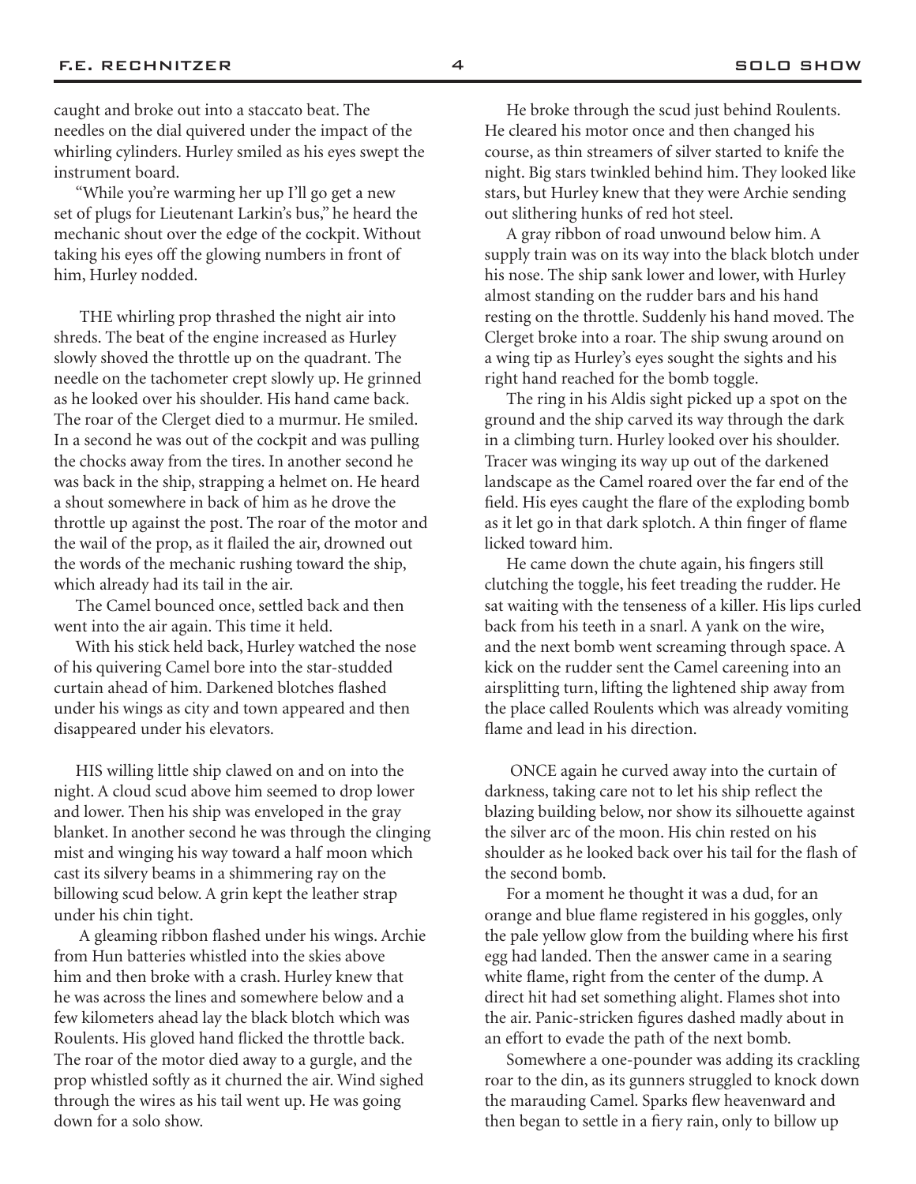caught and broke out into a staccato beat. The needles on the dial quivered under the impact of the whirling cylinders. Hurley smiled as his eyes swept the instrument board.

"While you're warming her up I'll go get a new set of plugs for Lieutenant Larkin's bus," he heard the mechanic shout over the edge of the cockpit. Without taking his eyes off the glowing numbers in front of him, Hurley nodded.

THE whirling prop thrashed the night air into shreds. The beat of the engine increased as Hurley slowly shoved the throttle up on the quadrant. The needle on the tachometer crept slowly up. He grinned as he looked over his shoulder. His hand came back. The roar of the Clerget died to a murmur. He smiled. In a second he was out of the cockpit and was pulling the chocks away from the tires. In another second he was back in the ship, strapping a helmet on. He heard a shout somewhere in back of him as he drove the throttle up against the post. The roar of the motor and the wail of the prop, as it flailed the air, drowned out the words of the mechanic rushing toward the ship, which already had its tail in the air.

The Camel bounced once, settled back and then went into the air again. This time it held.

With his stick held back, Hurley watched the nose of his quivering Camel bore into the star-studded curtain ahead of him. Darkened blotches flashed under his wings as city and town appeared and then disappeared under his elevators.

HIS willing little ship clawed on and on into the night. A cloud scud above him seemed to drop lower and lower. Then his ship was enveloped in the gray blanket. In another second he was through the clinging mist and winging his way toward a half moon which cast its silvery beams in a shimmering ray on the billowing scud below. A grin kept the leather strap under his chin tight.

A gleaming ribbon flashed under his wings. Archie from Hun batteries whistled into the skies above him and then broke with a crash. Hurley knew that he was across the lines and somewhere below and a few kilometers ahead lay the black blotch which was Roulents. His gloved hand flicked the throttle back. The roar of the motor died away to a gurgle, and the prop whistled softly as it churned the air. Wind sighed through the wires as his tail went up. He was going down for a solo show.

He broke through the scud just behind Roulents. He cleared his motor once and then changed his course, as thin streamers of silver started to knife the night. Big stars twinkled behind him. They looked like stars, but Hurley knew that they were Archie sending out slithering hunks of red hot steel.

A gray ribbon of road unwound below him. A supply train was on its way into the black blotch under his nose. The ship sank lower and lower, with Hurley almost standing on the rudder bars and his hand resting on the throttle. Suddenly his hand moved. The Clerget broke into a roar. The ship swung around on a wing tip as Hurley's eyes sought the sights and his right hand reached for the bomb toggle.

The ring in his Aldis sight picked up a spot on the ground and the ship carved its way through the dark in a climbing turn. Hurley looked over his shoulder. Tracer was winging its way up out of the darkened landscape as the Camel roared over the far end of the field. His eyes caught the flare of the exploding bomb as it let go in that dark splotch. A thin finger of flame licked toward him.

He came down the chute again, his fingers still clutching the toggle, his feet treading the rudder. He sat waiting with the tenseness of a killer. His lips curled back from his teeth in a snarl. A yank on the wire, and the next bomb went screaming through space. A kick on the rudder sent the Camel careening into an airsplitting turn, lifting the lightened ship away from the place called Roulents which was already vomiting flame and lead in his direction.

ONCE again he curved away into the curtain of darkness, taking care not to let his ship reflect the blazing building below, nor show its silhouette against the silver arc of the moon. His chin rested on his shoulder as he looked back over his tail for the flash of the second bomb.

For a moment he thought it was a dud, for an orange and blue flame registered in his goggles, only the pale yellow glow from the building where his first egg had landed. Then the answer came in a searing white flame, right from the center of the dump. A direct hit had set something alight. Flames shot into the air. Panic-stricken figures dashed madly about in an effort to evade the path of the next bomb.

Somewhere a one-pounder was adding its crackling roar to the din, as its gunners struggled to knock down the marauding Camel. Sparks flew heavenward and then began to settle in a fiery rain, only to billow up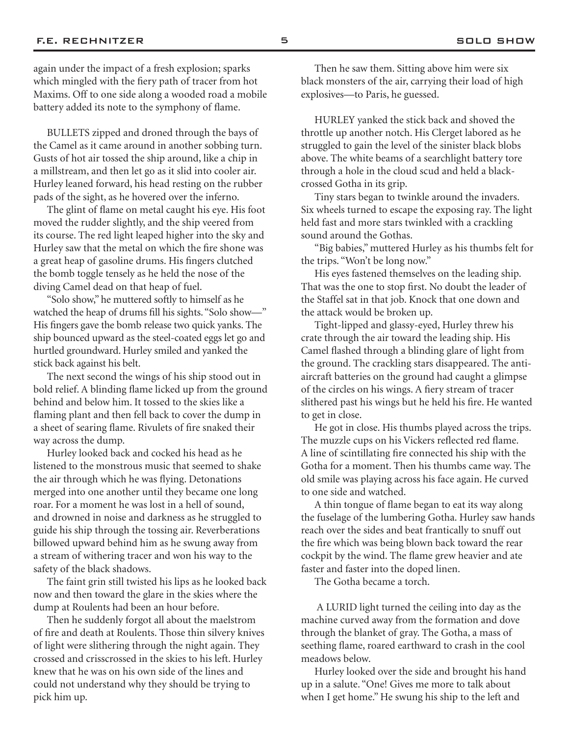again under the impact of a fresh explosion; sparks which mingled with the fiery path of tracer from hot Maxims. Off to one side along a wooded road a mobile battery added its note to the symphony of flame.

BULLETS zipped and droned through the bays of the Camel as it came around in another sobbing turn. Gusts of hot air tossed the ship around, like a chip in a millstream, and then let go as it slid into cooler air. Hurley leaned forward, his head resting on the rubber pads of the sight, as he hovered over the inferno.

The glint of flame on metal caught his eye. His foot moved the rudder slightly, and the ship veered from its course. The red light leaped higher into the sky and Hurley saw that the metal on which the fire shone was a great heap of gasoline drums. His fingers clutched the bomb toggle tensely as he held the nose of the diving Camel dead on that heap of fuel.

"Solo show," he muttered softly to himself as he watched the heap of drums fill his sights. "Solo show—" His fingers gave the bomb release two quick yanks. The ship bounced upward as the steel-coated eggs let go and hurtled groundward. Hurley smiled and yanked the stick back against his belt.

The next second the wings of his ship stood out in bold relief. A blinding flame licked up from the ground behind and below him. It tossed to the skies like a flaming plant and then fell back to cover the dump in a sheet of searing flame. Rivulets of fire snaked their way across the dump.

Hurley looked back and cocked his head as he listened to the monstrous music that seemed to shake the air through which he was flying. Detonations merged into one another until they became one long roar. For a moment he was lost in a hell of sound, and drowned in noise and darkness as he struggled to guide his ship through the tossing air. Reverberations billowed upward behind him as he swung away from a stream of withering tracer and won his way to the safety of the black shadows.

The faint grin still twisted his lips as he looked back now and then toward the glare in the skies where the dump at Roulents had been an hour before.

Then he suddenly forgot all about the maelstrom of fire and death at Roulents. Those thin silvery knives of light were slithering through the night again. They crossed and crisscrossed in the skies to his left. Hurley knew that he was on his own side of the lines and could not understand why they should be trying to pick him up.

Then he saw them. Sitting above him were six black monsters of the air, carrying their load of high explosives—to Paris, he guessed.

HURLEY yanked the stick back and shoved the throttle up another notch. His Clerget labored as he struggled to gain the level of the sinister black blobs above. The white beams of a searchlight battery tore through a hole in the cloud scud and held a black-crossed Gotha in its grip.

Tiny stars began to twinkle around the invaders. Six wheels turned to escape the exposing ray. The light held fast and more stars twinkled with a crackling sound around the Gothas.

"Big babies," muttered Hurley as his thumbs felt for the trips. "Won't be long now."

His eyes fastened themselves on the leading ship. That was the one to stop first. No doubt the leader of the Staffel sat in that job. Knock that one down and the attack would be broken up.

Tight-lipped and glassy-eyed, Hurley threw his crate through the air toward the leading ship. His Camel flashed through a blinding glare of light from the ground. The crackling stars disappeared. The anti-aircraft batteries on the ground had caught a glimpse of the circles on his wings. A fiery stream of tracer slithered past his wings but he held his fire. He wanted to get in close.

He got in close. His thumbs played across the trips. The muzzle cups on his Vickers reflected red flame. A line of scintillating fire connected his ship with the Gotha for a moment. Then his thumbs came way. The old smile was playing across his face again. He curved to one side and watched.

A thin tongue of flame began to eat its way along the fuselage of the lumbering Gotha. Hurley saw hands reach over the sides and beat frantically to snuff out the fire which was being blown back toward the rear cockpit by the wind. The flame grew heavier and ate faster and faster into the doped linen.

The Gotha became a torch.

A LURID light turned the ceiling into day as the machine curved away from the formation and dove through the blanket of gray. The Gotha, a mass of seething flame, roared earthward to crash in the cool meadows below.

Hurley looked over the side and brought his hand up in a salute. "One! Gives me more to talk about when I get home." He swung his ship to the left and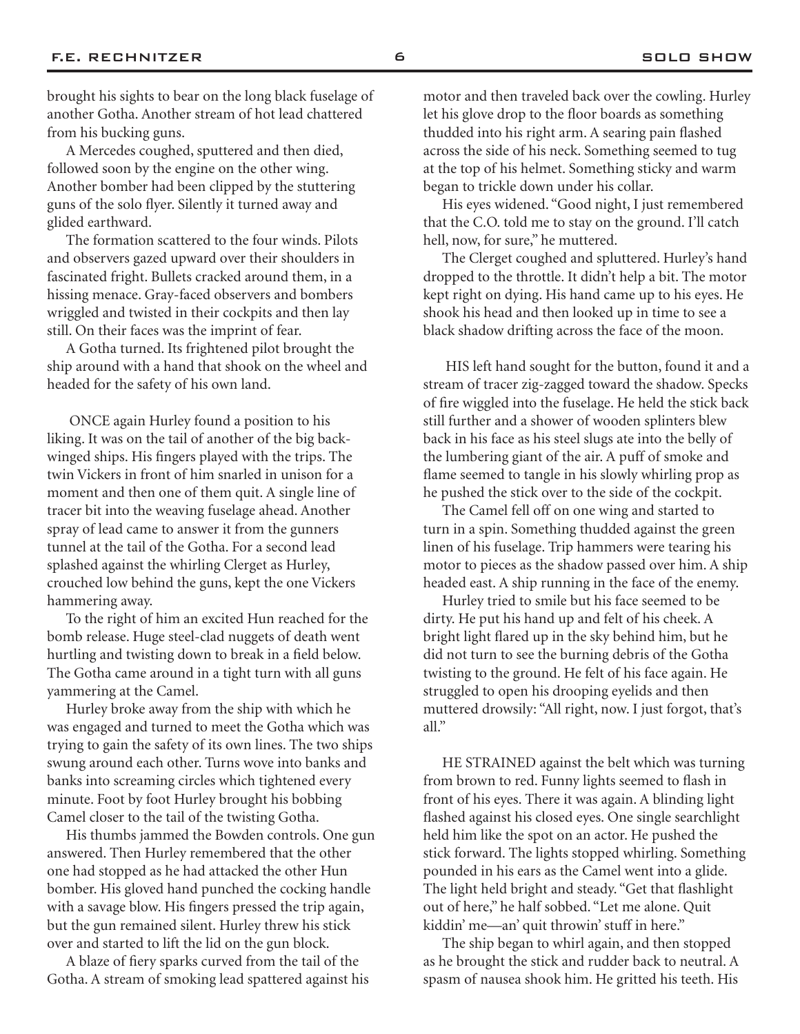brought his sights to bear on the long black fuselage of another Gotha. Another stream of hot lead chattered from his bucking guns.

A Mercedes coughed, sputtered and then died, followed soon by the engine on the other wing. Another bomber had been clipped by the stuttering guns of the solo flyer. Silently it turned away and glided earthward.

The formation scattered to the four winds. Pilots and observers gazed upward over their shoulders in fascinated fright. Bullets cracked around them, in a hissing menace. Gray-faced observers and bombers wriggled and twisted in their cockpits and then lay still. On their faces was the imprint of fear.

A Gotha turned. Its frightened pilot brought the ship around with a hand that shook on the wheel and headed for the safety of his own land.

ONCE again Hurley found a position to his liking. It was on the tail of another of the big back-winged ships. His fingers played with the trips. The twin Vickers in front of him snarled in unison for a moment and then one of them quit. A single line of tracer bit into the weaving fuselage ahead. Another spray of lead came to answer it from the gunners tunnel at the tail of the Gotha. For a second lead splashed against the whirling Clerget as Hurley, crouched low behind the guns, kept the one Vickers hammering away.

To the right of him an excited Hun reached for the bomb release. Huge steel-clad nuggets of death went hurtling and twisting down to break in a field below. The Gotha came around in a tight turn with all guns yammering at the Camel.

Hurley broke away from the ship with which he was engaged and turned to meet the Gotha which was trying to gain the safety of its own lines. The two ships swung around each other. Turns wove into banks and banks into screaming circles which tightened every minute. Foot by foot Hurley brought his bobbing Camel closer to the tail of the twisting Gotha.

His thumbs jammed the Bowden controls. One gun answered. Then Hurley remembered that the other one had stopped as he had attacked the other Hun bomber. His gloved hand punched the cocking handle with a savage blow. His fingers pressed the trip again, but the gun remained silent. Hurley threw his stick over and started to lift the lid on the gun block.

A blaze of fiery sparks curved from the tail of the Gotha. A stream of smoking lead spattered against his motor and then traveled back over the cowling. Hurley let his glove drop to the floor boards as something thudded into his right arm. A searing pain flashed across the side of his neck. Something seemed to tug at the top of his helmet. Something sticky and warm began to trickle down under his collar.

His eyes widened. "Good night, I just remembered that the C.O. told me to stay on the ground. I'll catch hell, now, for sure," he muttered.

The Clerget coughed and spluttered. Hurley's hand dropped to the throttle. It didn't help a bit. The motor kept right on dying. His hand came up to his eyes. He shook his head and then looked up in time to see a black shadow drifting across the face of the moon.

HIS left hand sought for the button, found it and a stream of tracer zig-zagged toward the shadow. Specks of fire wiggled into the fuselage. He held the stick back still further and a shower of wooden splinters blew back in his face as his steel slugs ate into the belly of the lumbering giant of the air. A puff of smoke and flame seemed to tangle in his slowly whirling prop as he pushed the stick over to the side of the cockpit.

The Camel fell off on one wing and started to turn in a spin. Something thudded against the green linen of his fuselage. Trip hammers were tearing his motor to pieces as the shadow passed over him. A ship headed east. A ship running in the face of the enemy.

Hurley tried to smile but his face seemed to be dirty. He put his hand up and felt of his cheek. A bright light flared up in the sky behind him, but he did not turn to see the burning debris of the Gotha twisting to the ground. He felt of his face again. He struggled to open his drooping eyelids and then muttered drowsily: "All right, now. I just forgot, that's all."

HE STRAINED against the belt which was turning from brown to red. Funny lights seemed to flash in front of his eyes. There it was again. A blinding light flashed against his closed eyes. One single searchlight held him like the spot on an actor. He pushed the stick forward. The lights stopped whirling. Something pounded in his ears as the Camel went into a glide. The light held bright and steady. "Get that flashlight out of here," he half sobbed. "Let me alone. Quit kiddin' me—an' quit throwin' stuff in here."

The ship began to whirl again, and then stopped as he brought the stick and rudder back to neutral. A spasm of nausea shook him. He gritted his teeth. His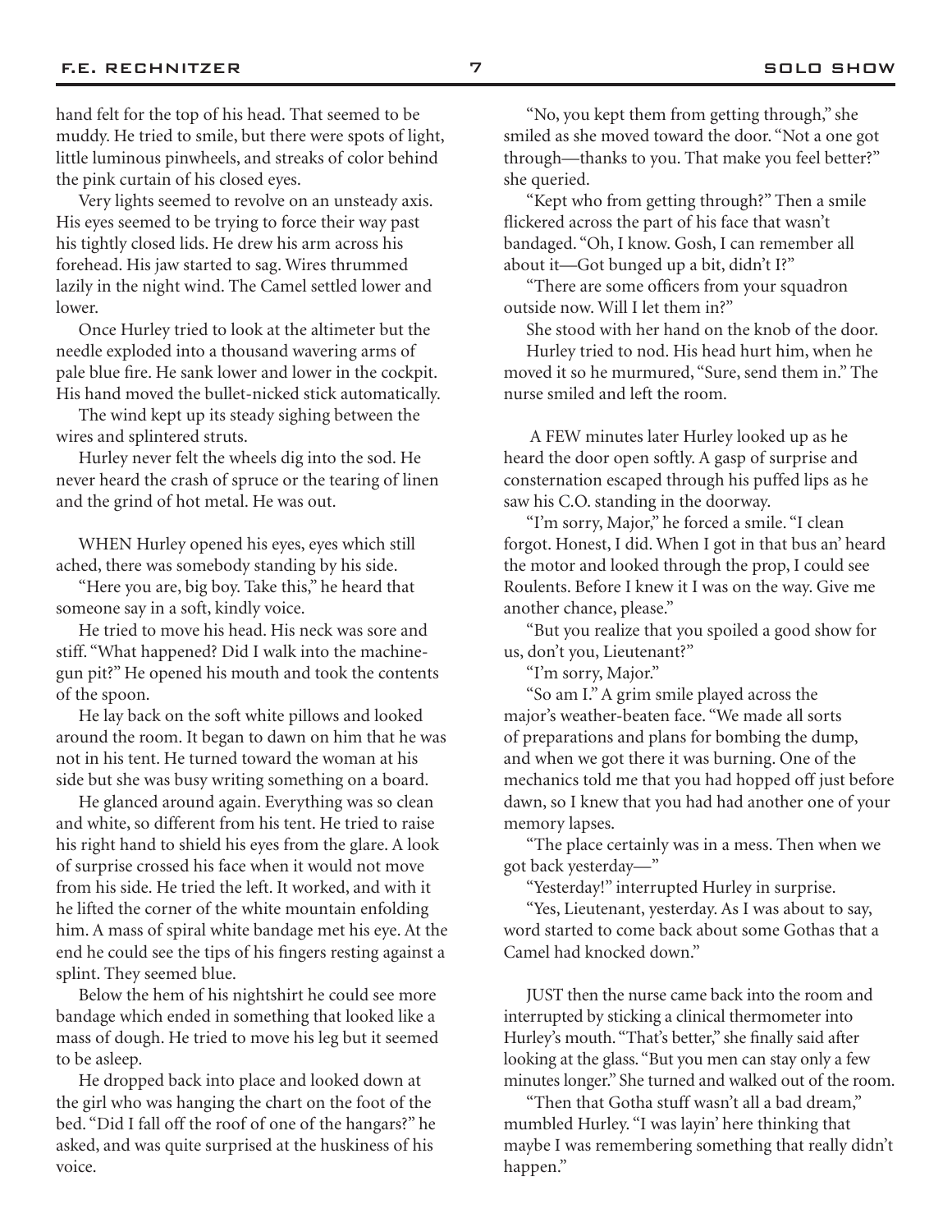hand felt for the top of his head. That seemed to be muddy. He tried to smile, but there were spots of light, little luminous pinwheels, and streaks of color behind the pink curtain of his closed eyes.

Very lights seemed to revolve on an unsteady axis. His eyes seemed to be trying to force their way past his tightly closed lids. He drew his arm across his forehead. His jaw started to sag. Wires thrummed lazily in the night wind. The Camel settled lower and lower.

Once Hurley tried to look at the altimeter but the needle exploded into a thousand wavering arms of pale blue fire. He sank lower and lower in the cockpit. His hand moved the bullet-nicked stick automatically.

The wind kept up its steady sighing between the wires and splintered struts.

Hurley never felt the wheels dig into the sod. He never heard the crash of spruce or the tearing of linen and the grind of hot metal. He was out.

WHEN Hurley opened his eyes, eyes which still ached, there was somebody standing by his side.

"Here you are, big boy. Take this," he heard that someone say in a soft, kindly voice.

He tried to move his head. His neck was sore and stiff. "What happened? Did I walk into the machine-gun pit?" He opened his mouth and took the contents of the spoon.

He lay back on the soft white pillows and looked around the room. It began to dawn on him that he was not in his tent. He turned toward the woman at his side but she was busy writing something on a board.

He glanced around again. Everything was so clean and white, so different from his tent. He tried to raise his right hand to shield his eyes from the glare. A look of surprise crossed his face when it would not move from his side. He tried the left. It worked, and with it he lifted the corner of the white mountain enfolding him. A mass of spiral white bandage met his eye. At the end he could see the tips of his fingers resting against a splint. They seemed blue.

Below the hem of his nightshirt he could see more bandage which ended in something that looked like a mass of dough. He tried to move his leg but it seemed to be asleep.

He dropped back into place and looked down at the girl who was hanging the chart on the foot of the bed. "Did I fall off the roof of one of the hangars?" he asked, and was quite surprised at the huskiness of his voice.

"No, you kept them from getting through," she smiled as she moved toward the door. "Not a one got through—thanks to you. That make you feel better?" she queried.

"Kept who from getting through?" Then a smile flickered across the part of his face that wasn't bandaged. "Oh, I know. Gosh, I can remember all about it—Got bunged up a bit, didn't I?"

"There are some officers from your squadron outside now. Will I let them in?"

She stood with her hand on the knob of the door.

Hurley tried to nod. His head hurt him, when he moved it so he murmured, "Sure, send them in." The nurse smiled and left the room.

A FEW minutes later Hurley looked up as he heard the door open softly. A gasp of surprise and consternation escaped through his puffed lips as he saw his C.O. standing in the doorway.

"I'm sorry, Major," he forced a smile. "I clean forgot. Honest, I did. When I got in that bus an' heard the motor and looked through the prop, I could see Roulents. Before I knew it I was on the way. Give me another chance, please."

"But you realize that you spoiled a good show for us, don't you, Lieutenant?"

"I'm sorry, Major."

"So am I." A grim smile played across the major's weather-beaten face. "We made all sorts of preparations and plans for bombing the dump, and when we got there it was burning. One of the mechanics told me that you had hopped off just before dawn, so I knew that you had had another one of your memory lapses.

"The place certainly was in a mess. Then when we got back yesterday—"

"Yesterday!" interrupted Hurley in surprise.

"Yes, Lieutenant, yesterday. As I was about to say, word started to come back about some Gothas that a Camel had knocked down."

JUST then the nurse came back into the room and interrupted by sticking a clinical thermometer into Hurley's mouth. "That's better," she finally said after looking at the glass. "But you men can stay only a few minutes longer." She turned and walked out of the room.

"Then that Gotha stuff wasn't all a bad dream," mumbled Hurley. "I was layin' here thinking that maybe I was remembering something that really didn't happen."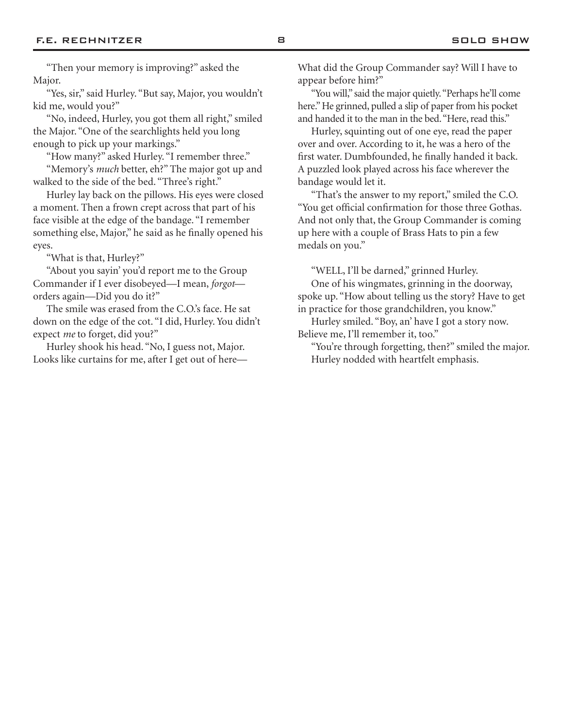"Then your memory is improving?" asked the Major.

"Yes, sir," said Hurley. "But say, Major, you wouldn't kid me, would you?"

"No, indeed, Hurley, you got them all right," smiled the Major. "One of the searchlights held you long enough to pick up your markings."

"How many?" asked Hurley. "I remember three."

"Memory's *much* better, eh?" The major got up and walked to the side of the bed. "Three's right."

Hurley lay back on the pillows. His eyes were closed a moment. Then a frown crept across that part of his face visible at the edge of the bandage. "I remember something else, Major," he said as he finally opened his eyes.

"What is that, Hurley?"

"About you sayin' you'd report me to the Group Commander if I ever disobeyed—I mean, *forgot*—orders again—Did you do it?"

The smile was erased from the C.O.'s face. He sat down on the edge of the cot. "I did, Hurley. You didn't expect *me* to forget, did you?"

Hurley shook his head. "No, I guess not, Major. Looks like curtains for me, after I get out of here—What did the Group Commander say? Will I have to appear before him?"

"You will," said the major quietly. "Perhaps he'll come here." He grinned, pulled a slip of paper from his pocket and handed it to the man in the bed. "Here, read this."

Hurley, squinting out of one eye, read the paper over and over. According to it, he was a hero of the first water. Dumbfounded, he finally handed it back. A puzzled look played across his face wherever the bandage would let it.

"That's the answer to my report," smiled the C.O. "You get official confirmation for those three Gothas. And not only that, the Group Commander is coming up here with a couple of Brass Hats to pin a few medals on you."

"WELL, I'll be darned," grinned Hurley.

One of his wingmates, grinning in the doorway, spoke up. "How about telling us the story? Have to get in practice for those grandchildren, you know."

Hurley smiled. "Boy, an' have I got a story now. Believe me, I'll remember it, too."

"You're through forgetting, then?" smiled the major.

Hurley nodded with heartfelt emphasis.